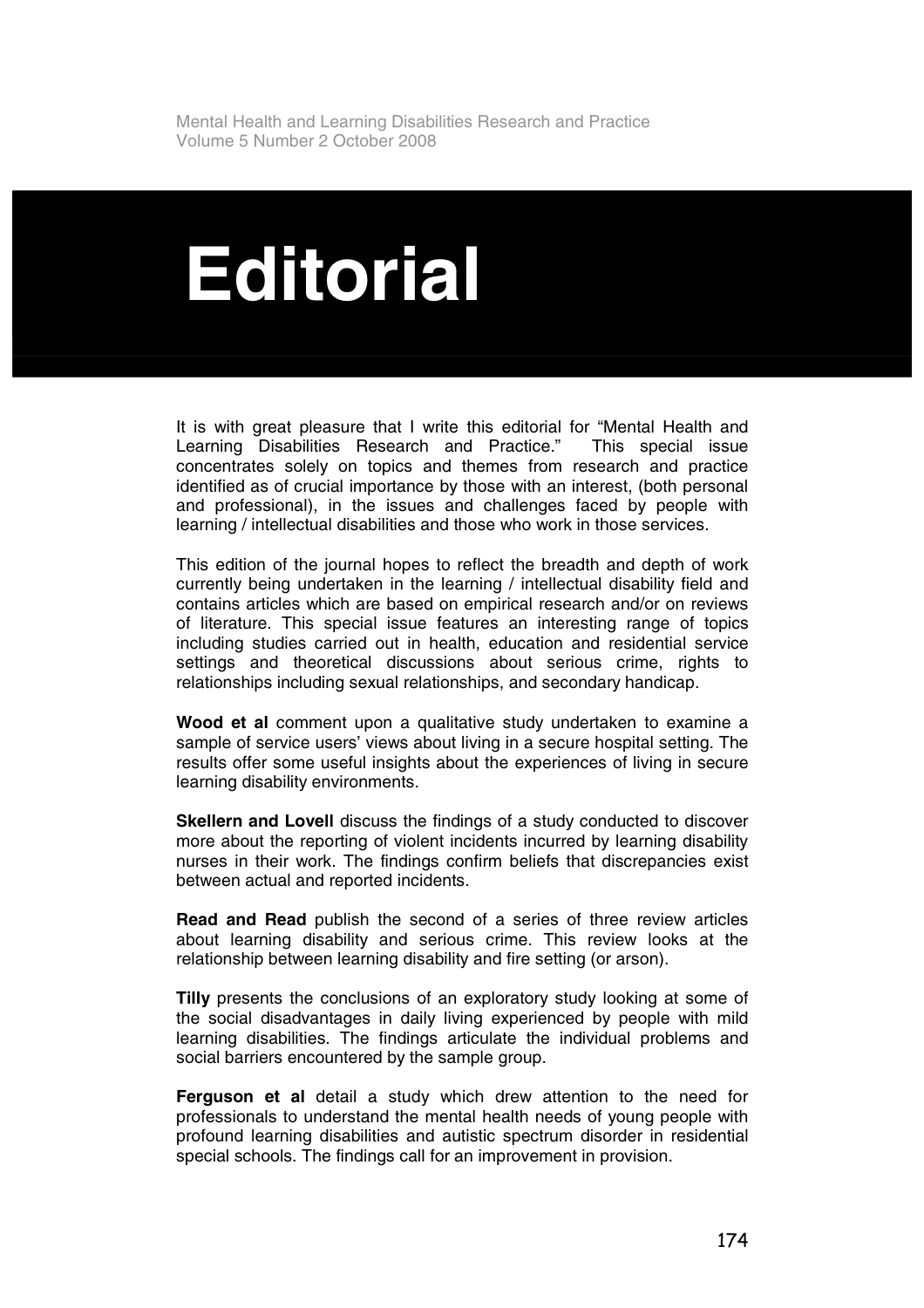# Editorial

It is with great pleasure that I write this editorial for "Mental Health and Learning Disabilities Research and Practice." This special issue concentrates solely on topics and themes from research and practice identified as of crucial importance by those with an interest, (both personal and professional), in the issues and challenges faced by people with learning / intellectual disabilities and those who work in those services.

This edition of the journal hopes to reflect the breadth and depth of work currently being undertaken in the learning / intellectual disability field and contains articles which are based on empirical research and/or on reviews of literature. This special issue features an interesting range of topics including studies carried out in health, education and residential service settings and theoretical discussions about serious crime, rights to relationships including sexual relationships, and secondary handicap.

**Wood et al** comment upon a qualitative study undertaken to examine a sample of service users' views about living in a secure hospital setting. The results offer some useful insights about the experiences of living in secure learning disability environments.

**Skellern and Lovell** discuss the findings of a study conducted to discover more about the reporting of violent incidents incurred by learning disability nurses in their work. The findings confirm beliefs that discrepancies exist between actual and reported incidents.

**Read and Read** publish the second of a series of three review articles about learning disability and serious crime. This review looks at the relationship between learning disability and fire setting (or arson).

**Tilly** presents the conclusions of an exploratory study looking at some of the social disadvantages in daily living experienced by people with mild learning disabilities. The findings articulate the individual problems and social barriers encountered by the sample group.

**Ferguson et al** detail a study which drew attention to the need for professionals to understand the mental health needs of young people with profound learning disabilities and autistic spectrum disorder in residential special schools. The findings call for an improvement in provision.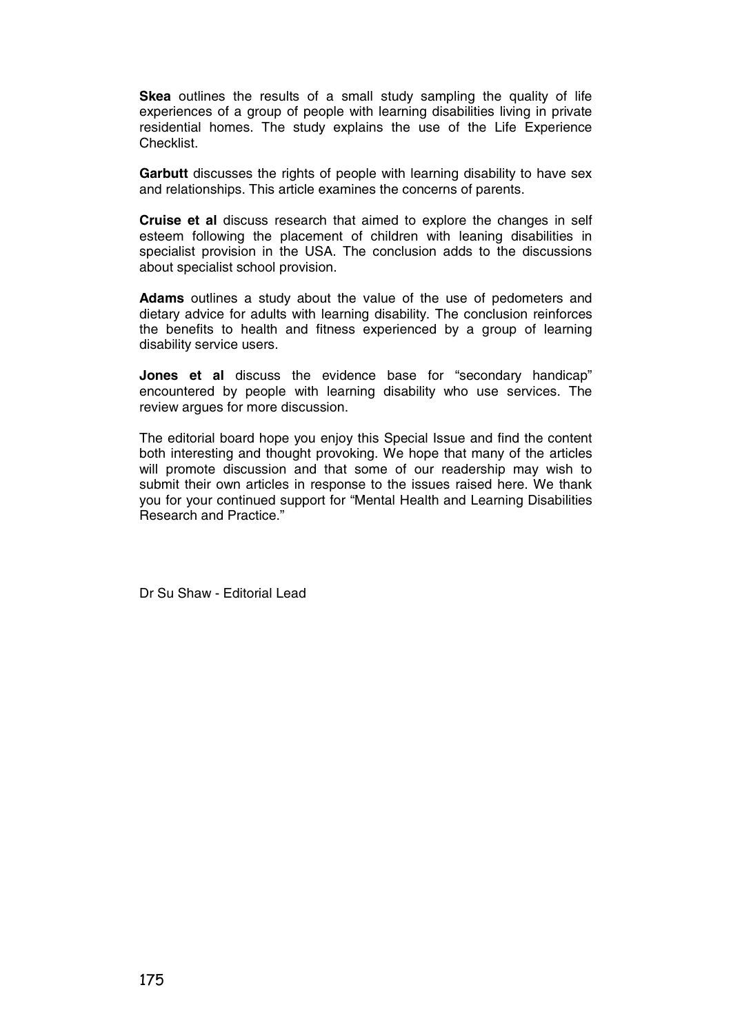**Skea** outlines the results of a small study sampling the quality of life experiences of a group of people with learning disabilities living in private residential homes. The study explains the use of the Life Experience Checklist.

**Garbutt** discusses the rights of people with learning disability to have sex and relationships. This article examines the concerns of parents.

**Cruise et al** discuss research that aimed to explore the changes in self esteem following the placement of children with leaning disabilities in specialist provision in the USA. The conclusion adds to the discussions about specialist school provision.

**Adams** outlines a study about the value of the use of pedometers and dietary advice for adults with learning disability. The conclusion reinforces the benefits to health and fitness experienced by a group of learning disability service users.

**Jones et al** discuss the evidence base for "secondary handicap" encountered by people with learning disability who use services. The review argues for more discussion.

The editorial board hope you enjoy this Special Issue and find the content both interesting and thought provoking. We hope that many of the articles will promote discussion and that some of our readership may wish to submit their own articles in response to the issues raised here. We thank you for your continued support for "Mental Health and Learning Disabilities Research and Practice."

Dr Su Shaw - Editorial Lead